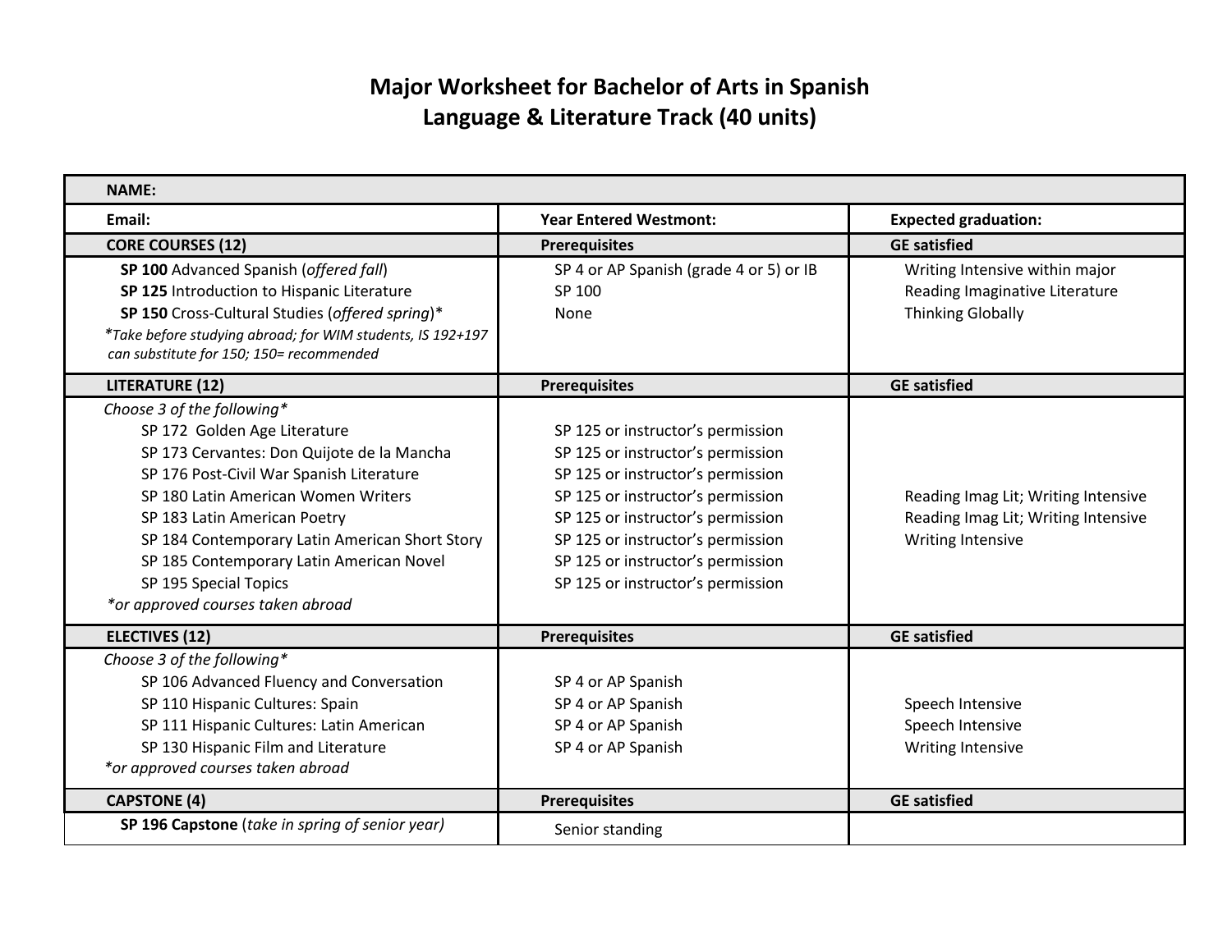# Major Worksheet for Bachelor of Arts in Spanish
## Language & Literature Track (40 units)

| NAME: | | |
|---|---|---|
| Email: | Year Entered Westmont: | Expected graduation: |
| **CORE COURSES (12)** | **Prerequisites** | **GE satisfied** |
| **SP 100** Advanced Spanish (*offered fall*) | SP 4 or AP Spanish (grade 4 or 5) or IB | Writing Intensive within major |
| **SP 125** Introduction to Hispanic Literature | SP 100 | Reading Imaginative Literature |
| **SP 150** Cross-Cultural Studies (*offered spring*)* | None | Thinking Globally |
| **Take before studying abroad; for WIM students, IS 192+197 can substitute for 150; 150= recommended* | | |
| **LITERATURE (12)** | **Prerequisites** | **GE satisfied** |
| *Choose 3 of the following** | | |
| SP 172 Golden Age Literature | SP 125 or instructor's permission | |
| SP 173 Cervantes: Don Quijote de la Mancha | SP 125 or instructor's permission | |
| SP 176 Post-Civil War Spanish Literature | SP 125 or instructor's permission | |
| SP 180 Latin American Women Writers | SP 125 or instructor's permission | Reading Imag Lit; Writing Intensive |
| SP 183 Latin American Poetry | SP 125 or instructor's permission | Reading Imag Lit; Writing Intensive |
| SP 184 Contemporary Latin American Short Story | SP 125 or instructor's permission | Writing Intensive |
| SP 185 Contemporary Latin American Novel | SP 125 or instructor's permission | |
| SP 195 Special Topics | SP 125 or instructor's permission | |
| **or approved courses taken abroad* | | |
| **ELECTIVES (12)** | **Prerequisites** | **GE satisfied** |
| *Choose 3 of the following** | | |
| SP 106 Advanced Fluency and Conversation | SP 4 or AP Spanish | |
| SP 110 Hispanic Cultures: Spain | SP 4 or AP Spanish | Speech Intensive |
| SP 111 Hispanic Cultures: Latin American | SP 4 or AP Spanish | Speech Intensive |
| SP 130 Hispanic Film and Literature | SP 4 or AP Spanish | Writing Intensive |
| **or approved courses taken abroad* | | |
| **CAPSTONE (4)** | **Prerequisites** | **GE satisfied** |
| **SP 196 Capstone** (*take in spring of senior year*) | Senior standing | |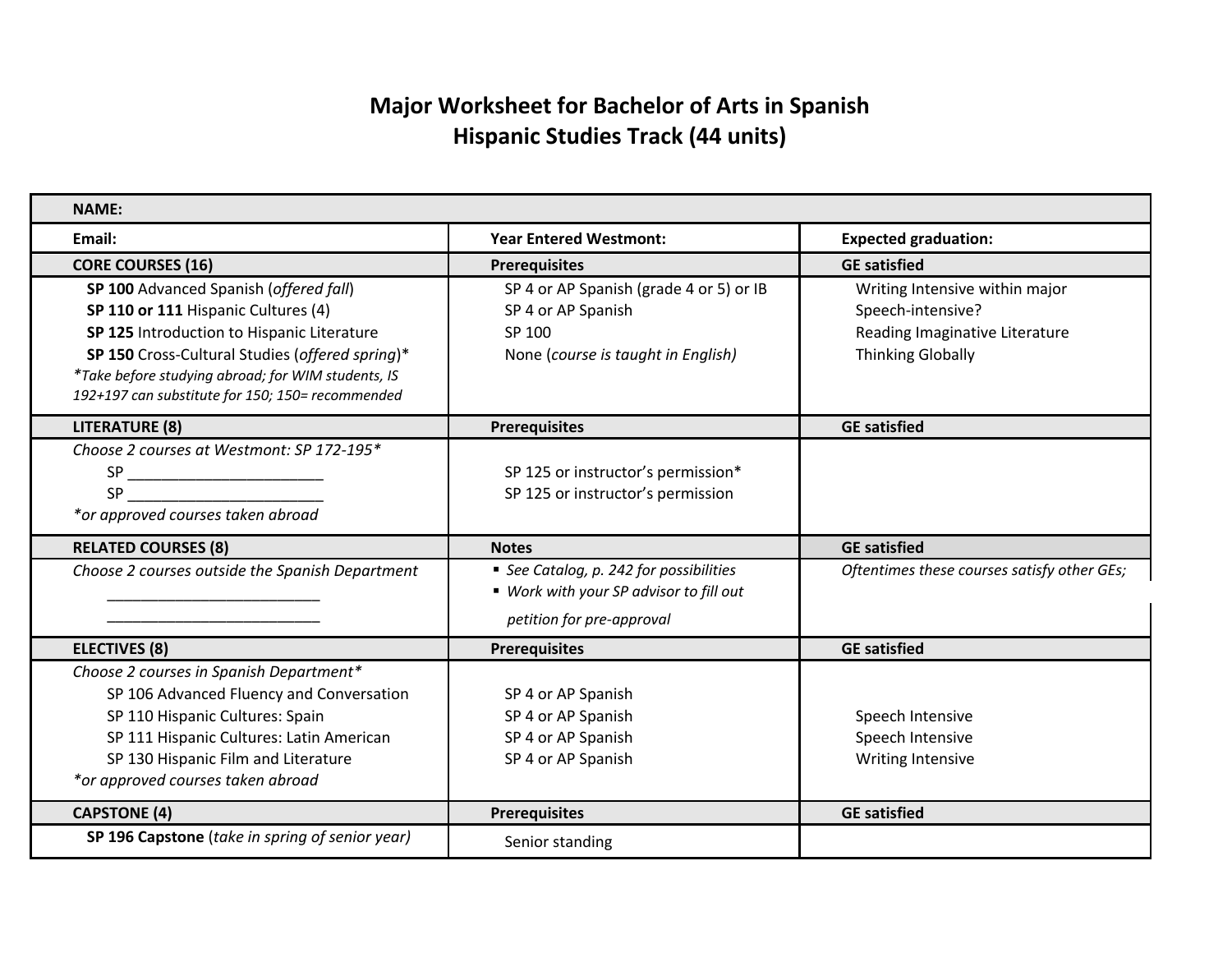# Major Worksheet for Bachelor of Arts in Spanish
## Hispanic Studies Track (44 units)

| **NAME:** | | |
|---|---|---|
| **Email:** | **Year Entered Westmont:** | **Expected graduation:** |
| **CORE COURSES (16)** | **Prerequisites** | **GE satisfied** |
| **SP 100** Advanced Spanish (*offered fall*)<br>**SP 110 or 111** Hispanic Cultures (4)<br>**SP 125** Introduction to Hispanic Literature<br>**SP 150** Cross-Cultural Studies (*offered spring*)*<br>*\*Take before studying abroad; for WIM students, IS 192+197 can substitute for 150; 150= recommended* | SP 4 or AP Spanish (grade 4 or 5) or IB<br>SP 4 or AP Spanish<br>SP 100<br>None (*course is taught in English)* | Writing Intensive within major<br>Speech-intensive?<br>Reading Imaginative Literature<br>Thinking Globally |
| **LITERATURE (8)** | **Prerequisites** | **GE satisfied** |
| *Choose 2 courses at Westmont: SP 172-195\**<br>SP ________________________<br>SP ________________________<br>*\*or approved courses taken abroad* | SP 125 or instructor's permission*<br>SP 125 or instructor's permission | |
| **RELATED COURSES (8)** | **Notes** | **GE satisfied** |
| *Choose 2 courses outside the Spanish Department*<br>__________________________<br>__________________________ | ▪ *See Catalog, p. 242 for possibilities*<br>▪ *Work with your SP advisor to fill out petition for pre-approval* | *Oftentimes these courses satisfy other GEs;* |
| **ELECTIVES (8)** | **Prerequisites** | **GE satisfied** |
| *Choose 2 courses in Spanish Department\**<br>SP 106 Advanced Fluency and Conversation<br>SP 110 Hispanic Cultures: Spain<br>SP 111 Hispanic Cultures: Latin American<br>SP 130 Hispanic Film and Literature<br>*\*or approved courses taken abroad* | SP 4 or AP Spanish<br>SP 4 or AP Spanish<br>SP 4 or AP Spanish<br>SP 4 or AP Spanish | <br>Speech Intensive<br>Speech Intensive<br>Writing Intensive |
| **CAPSTONE (4)** | **Prerequisites** | **GE satisfied** |
| **SP 196 Capstone** (*take in spring of senior year)* | Senior standing | |